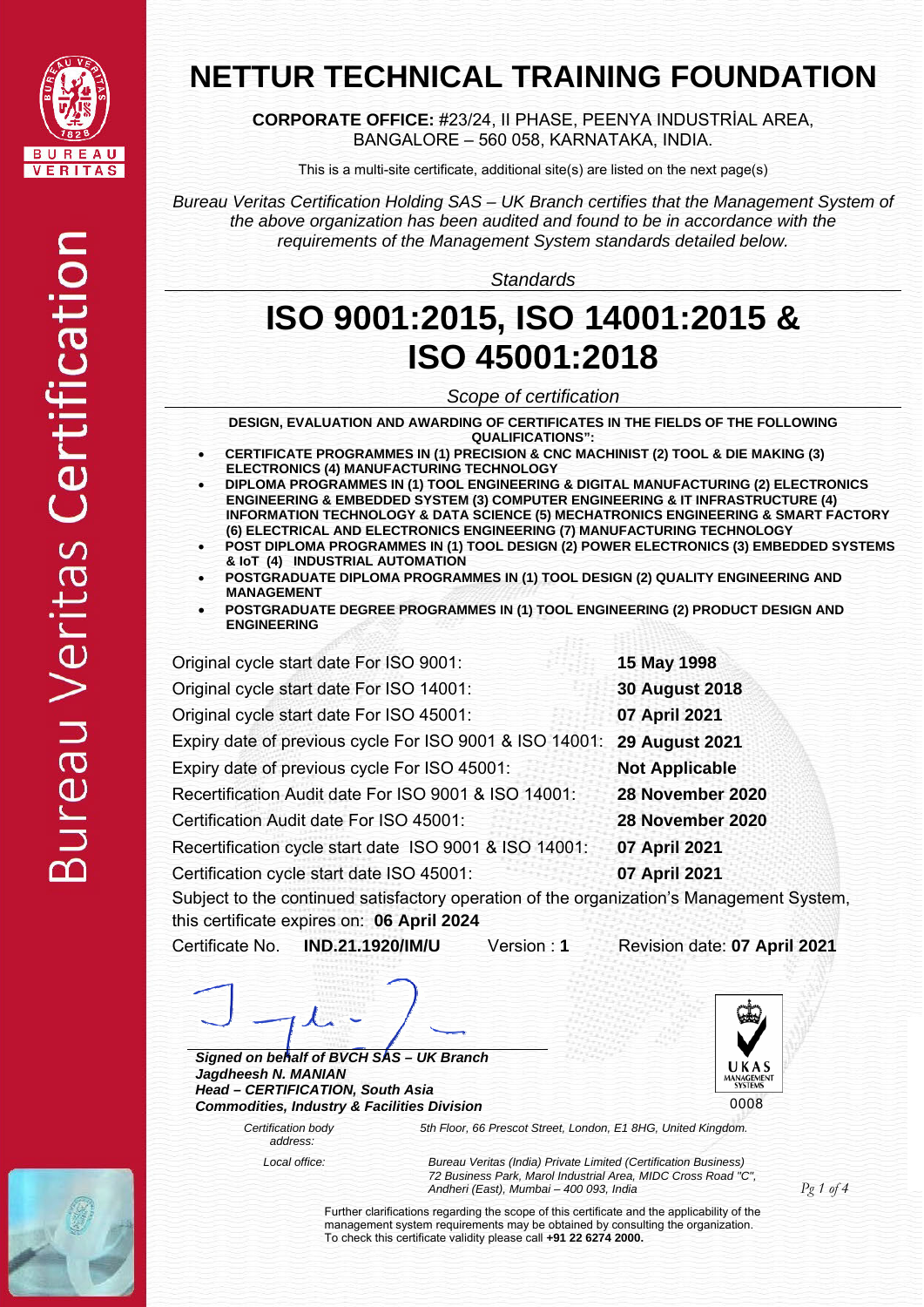# NETTUR TECHNICAL TRAINING FOUNDATION

**CORPORATE OFFICE:** #23/24, II PHASE, PEENYA INDUSTRİAL AREA, BANGALORE – 560 058, KARNATAKA, INDIA.

This is a multi-site certificate, additional site(s) are listed on the next page(s)

*Bureau Veritas Certification Holding SAS – UK Branch certifies that the Management System of the above organization has been audited and found to be in accordance with the requirements of the Management System standards detailed below.*

*Standards*

# ISO 9001:2015, ISO 14001:2015 & ISO 45001:2018

*Scope of certification*

**DESIGN, EVALUATION AND AWARDING OF CERTIFICATES IN THE FIELDS OF THE FOLLOWING QUALIFICATIONS":**

- **CERTIFICATE PROGRAMMES IN (1) PRECISION & CNC MACHINIST (2) TOOL & DIE MAKING (3) ELECTRONICS (4) MANUFACTURING TECHNOLOGY**
- **DIPLOMA PROGRAMMES IN (1) TOOL ENGINEERING & DIGITAL MANUFACTURING (2) ELECTRONICS ENGINEERING & EMBEDDED SYSTEM (3) COMPUTER ENGINEERING & IT INFRASTRUCTURE (4) INFORMATION TECHNOLOGY & DATA SCIENCE (5) MECHATRONICS ENGINEERING & SMART FACTORY (6) ELECTRICAL AND ELECTRONICS ENGINEERING (7) MANUFACTURING TECHNOLOGY**
- **POST DIPLOMA PROGRAMMES IN (1) TOOL DESIGN (2) POWER ELECTRONICS (3) EMBEDDED SYSTEMS & IoT (4) INDUSTRIAL AUTOMATION**
- **POSTGRADUATE DIPLOMA PROGRAMMES IN (1) TOOL DESIGN (2) QUALITY ENGINEERING AND MANAGEMENT**
- **POSTGRADUATE DEGREE PROGRAMMES IN (1) TOOL ENGINEERING (2) PRODUCT DESIGN AND ENGINEERING**

| | |
|---|---|
| Original cycle start date For ISO 9001: | **15 May 1998** |
| Original cycle start date For ISO 14001: | **30 August 2018** |
| Original cycle start date For ISO 45001: | **07 April 2021** |
| Expiry date of previous cycle For ISO 9001 & ISO 14001: | **29 August 2021** |
| Expiry date of previous cycle For ISO 45001: | **Not Applicable** |
| Recertification Audit date For ISO 9001 & ISO 14001: | **28 November 2020** |
| Certification Audit date For ISO 45001: | **28 November 2020** |
| Recertification cycle start date ISO 9001 & ISO 14001: | **07 April 2021** |
| Certification cycle start date ISO 45001: | **07 April 2021** |

Subject to the continued satisfactory operation of the organization's Management System, this certificate expires on: **06 April 2024**

Certificate No. **IND.21.1920/IM/U** Version : **1** Revision date: **07 April 2021**

***Signed on behalf of BVCH SAS – UK Branch***
***Jagdheesh N. MANIAN***
***Head – CERTIFICATION, South Asia***
***Commodities, Industry & Facilities Division***

UKAS MANAGEMENT SYSTEMS 0008

*Certification body address:* *5th Floor, 66 Prescot Street, London, E1 8HG, United Kingdom.*

*Local office:* *Bureau Veritas (India) Private Limited (Certification Business) 72 Business Park, Marol Industrial Area, MIDC Cross Road "C", Andheri (East), Mumbai – 400 093, India*

Further clarifications regarding the scope of this certificate and the applicability of the management system requirements may be obtained by consulting the organization.
To check this certificate validity please call **+91 22 6274 2000.**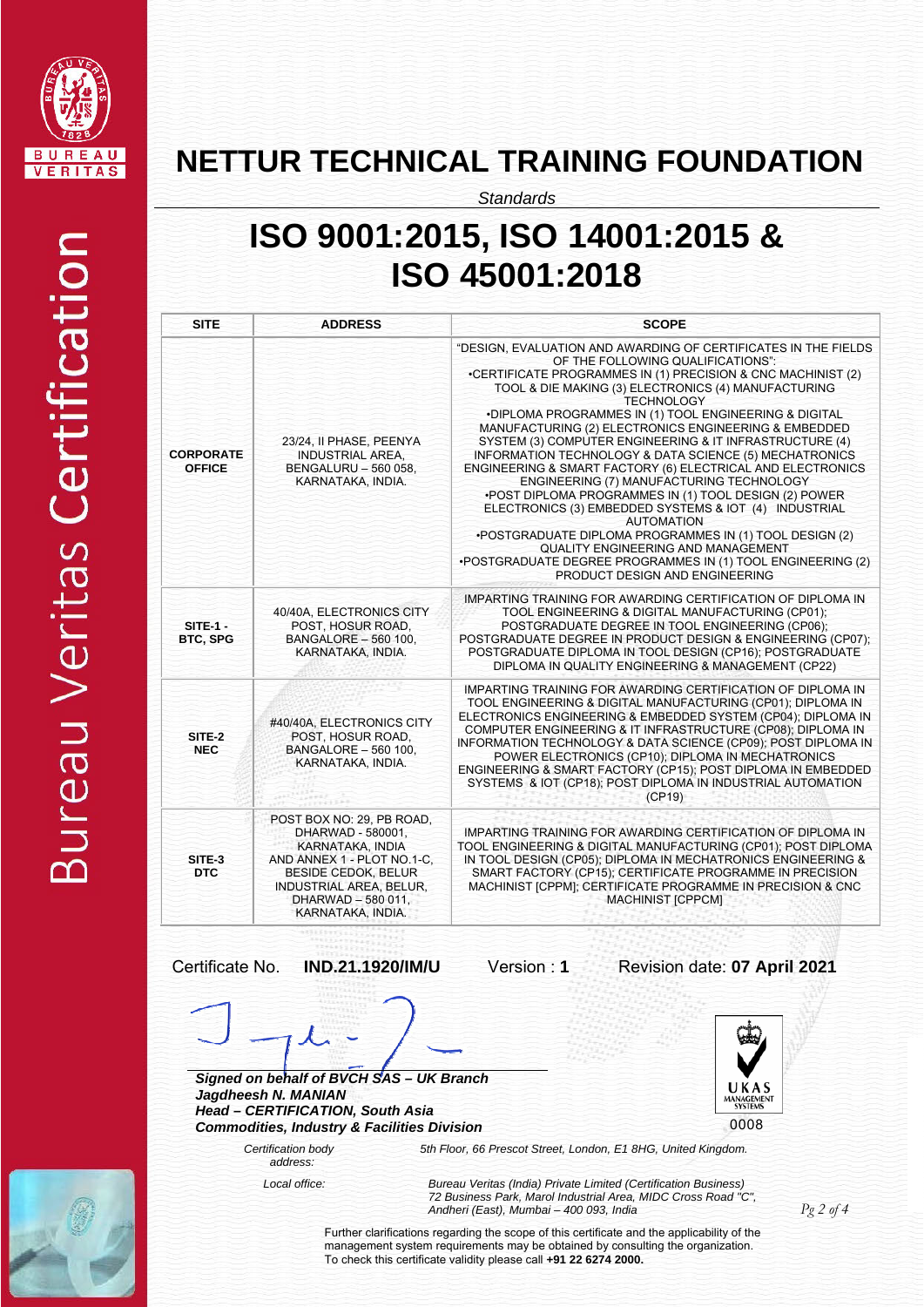# NETTUR TECHNICAL TRAINING FOUNDATION

*Standards*

# ISO 9001:2015, ISO 14001:2015 & ISO 45001:2018

| SITE | ADDRESS | SCOPE |
|---|---|---|
| **CORPORATE OFFICE** | 23/24, II PHASE, PEENYA INDUSTRIAL AREA, BENGALURU – 560 058, KARNATAKA, INDIA. | "DESIGN, EVALUATION AND AWARDING OF CERTIFICATES IN THE FIELDS OF THE FOLLOWING QUALIFICATIONS": •CERTIFICATE PROGRAMMES IN (1) PRECISION & CNC MACHINIST (2) TOOL & DIE MAKING (3) ELECTRONICS (4) MANUFACTURING TECHNOLOGY •DIPLOMA PROGRAMMES IN (1) TOOL ENGINEERING & DIGITAL MANUFACTURING (2) ELECTRONICS ENGINEERING & EMBEDDED SYSTEM (3) COMPUTER ENGINEERING & IT INFRASTRUCTURE (4) INFORMATION TECHNOLOGY & DATA SCIENCE (5) MECHATRONICS ENGINEERING & SMART FACTORY (6) ELECTRICAL AND ELECTRONICS ENGINEERING (7) MANUFACTURING TECHNOLOGY •POST DIPLOMA PROGRAMMES IN (1) TOOL DESIGN (2) POWER ELECTRONICS (3) EMBEDDED SYSTEMS & IOT (4) INDUSTRIAL AUTOMATION •POSTGRADUATE DIPLOMA PROGRAMMES IN (1) TOOL DESIGN (2) QUALITY ENGINEERING AND MANAGEMENT •POSTGRADUATE DEGREE PROGRAMMES IN (1) TOOL ENGINEERING (2) PRODUCT DESIGN AND ENGINEERING |
| **SITE-1 - BTC, SPG** | 40/40A, ELECTRONICS CITY POST, HOSUR ROAD, BANGALORE – 560 100, KARNATAKA, INDIA. | IMPARTING TRAINING FOR AWARDING CERTIFICATION OF DIPLOMA IN TOOL ENGINEERING & DIGITAL MANUFACTURING (CP01); POSTGRADUATE DEGREE IN TOOL ENGINEERING (CP06); POSTGRADUATE DEGREE IN PRODUCT DESIGN & ENGINEERING (CP07); POSTGRADUATE DIPLOMA IN TOOL DESIGN (CP16); POSTGRADUATE DIPLOMA IN QUALITY ENGINEERING & MANAGEMENT (CP22) |
| **SITE-2 NEC** | #40/40A, ELECTRONICS CITY POST, HOSUR ROAD, BANGALORE – 560 100, KARNATAKA, INDIA. | IMPARTING TRAINING FOR AWARDING CERTIFICATION OF DIPLOMA IN TOOL ENGINEERING & DIGITAL MANUFACTURING (CP01); DIPLOMA IN ELECTRONICS ENGINEERING & EMBEDDED SYSTEM (CP04); DIPLOMA IN COMPUTER ENGINEERING & IT INFRASTRUCTURE (CP08); DIPLOMA IN INFORMATION TECHNOLOGY & DATA SCIENCE (CP09); POST DIPLOMA IN POWER ELECTRONICS (CP10); DIPLOMA IN MECHATRONICS ENGINEERING & SMART FACTORY (CP15); POST DIPLOMA IN EMBEDDED SYSTEMS & IOT (CP18); POST DIPLOMA IN INDUSTRIAL AUTOMATION (CP19) |
| **SITE-3 DTC** | POST BOX NO: 29, PB ROAD, DHARWAD - 580001, KARNATAKA, INDIA AND ANNEX 1 - PLOT NO.1-C, BESIDE CEDOK, BELUR INDUSTRIAL AREA, BELUR, DHARWAD – 580 011, KARNATAKA, INDIA. | IMPARTING TRAINING FOR AWARDING CERTIFICATION OF DIPLOMA IN TOOL ENGINEERING & DIGITAL MANUFACTURING (CP01); POST DIPLOMA IN TOOL DESIGN (CP05); DIPLOMA IN MECHATRONICS ENGINEERING & SMART FACTORY (CP15); CERTIFICATE PROGRAMME IN PRECISION MACHINIST [CPPM]; CERTIFICATE PROGRAMME IN PRECISION & CNC MACHINIST [CPPCM] |

Certificate No. **IND.21.1920/IM/U** Version : **1** Revision date: **07 April 2021**

***Signed on behalf of BVCH SAS – UK Branch***
***Jagdheesh N. MANIAN***
***Head – CERTIFICATION, South Asia***
***Commodities, Industry & Facilities Division***

UKAS MANAGEMENT SYSTEMS 0008

*Certification body address:* *5th Floor, 66 Prescot Street, London, E1 8HG, United Kingdom.*

*Local office:* *Bureau Veritas (India) Private Limited (Certification Business) 72 Business Park, Marol Industrial Area, MIDC Cross Road "C", Andheri (East), Mumbai – 400 093, India*

Further clarifications regarding the scope of this certificate and the applicability of the management system requirements may be obtained by consulting the organization. To check this certificate validity please call **+91 22 6274 2000.**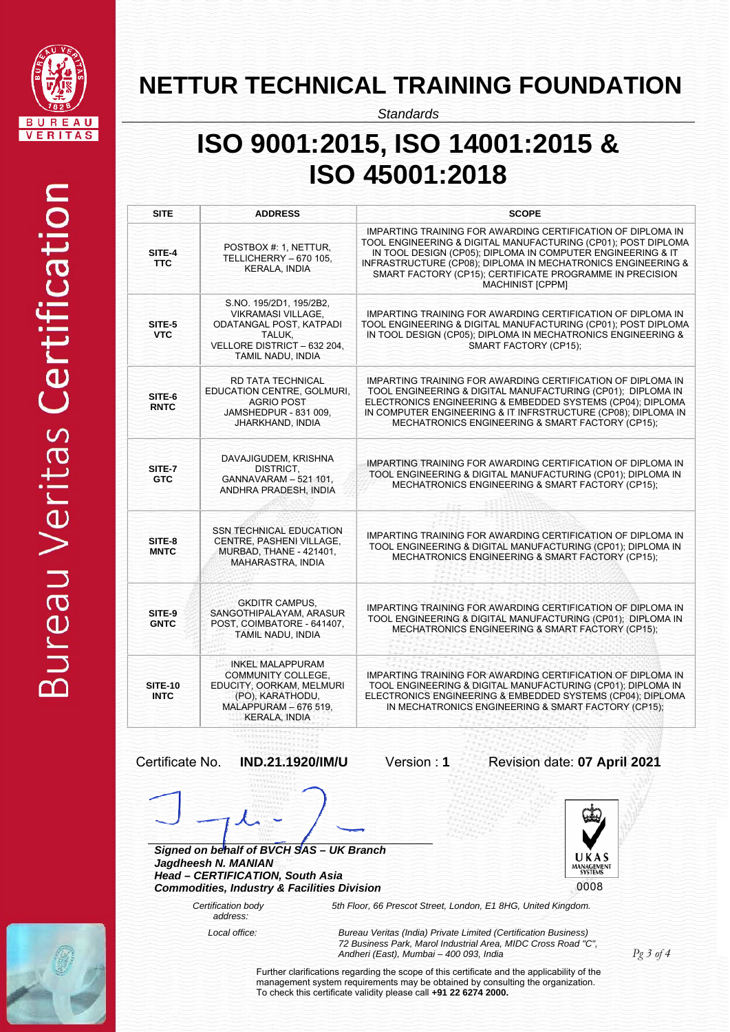# NETTUR TECHNICAL TRAINING FOUNDATION

*Standards*

# ISO 9001:2015, ISO 14001:2015 & ISO 45001:2018

| SITE | ADDRESS | SCOPE |
|---|---|---|
| SITE-4 TTC | POSTBOX #: 1, NETTUR, TELLICHERRY – 670 105, KERALA, INDIA | IMPARTING TRAINING FOR AWARDING CERTIFICATION OF DIPLOMA IN TOOL ENGINEERING & DIGITAL MANUFACTURING (CP01); POST DIPLOMA IN TOOL DESIGN (CP05); DIPLOMA IN COMPUTER ENGINEERING & IT INFRASTRUCTURE (CP08); DIPLOMA IN MECHATRONICS ENGINEERING & SMART FACTORY (CP15); CERTIFICATE PROGRAMME IN PRECISION MACHINIST [CPPM] |
| SITE-5 VTC | S.NO. 195/2D1, 195/2B2, VIKRAMASI VILLAGE, ODATANGAL POST, KATPADI TALUK, VELLORE DISTRICT – 632 204, TAMIL NADU, INDIA | IMPARTING TRAINING FOR AWARDING CERTIFICATION OF DIPLOMA IN TOOL ENGINEERING & DIGITAL MANUFACTURING (CP01); POST DIPLOMA IN TOOL DESIGN (CP05); DIPLOMA IN MECHATRONICS ENGINEERING & SMART FACTORY (CP15); |
| SITE-6 RNTC | RD TATA TECHNICAL EDUCATION CENTRE, GOLMURI, AGRIO POST JAMSHEDPUR - 831 009, JHARKHAND, INDIA | IMPARTING TRAINING FOR AWARDING CERTIFICATION OF DIPLOMA IN TOOL ENGINEERING & DIGITAL MANUFACTURING (CP01); DIPLOMA IN ELECTRONICS ENGINEERING & EMBEDDED SYSTEMS (CP04); DIPLOMA IN COMPUTER ENGINEERING & IT INFRSTRUCTURE (CP08); DIPLOMA IN MECHATRONICS ENGINEERING & SMART FACTORY (CP15); |
| SITE-7 GTC | DAVAJIGUDEM, KRISHNA DISTRICT, GANNAVARAM – 521 101, ANDHRA PRADESH, INDIA | IMPARTING TRAINING FOR AWARDING CERTIFICATION OF DIPLOMA IN TOOL ENGINEERING & DIGITAL MANUFACTURING (CP01); DIPLOMA IN MECHATRONICS ENGINEERING & SMART FACTORY (CP15); |
| SITE-8 MNTC | SSN TECHNICAL EDUCATION CENTRE, PASHENI VILLAGE, MURBAD, THANE - 421401, MAHARASTRA, INDIA | IMPARTING TRAINING FOR AWARDING CERTIFICATION OF DIPLOMA IN TOOL ENGINEERING & DIGITAL MANUFACTURING (CP01); DIPLOMA IN MECHATRONICS ENGINEERING & SMART FACTORY (CP15); |
| SITE-9 GNTC | GKDITR CAMPUS, SANGOTHIPALAYAM, ARASUR POST, COIMBATORE - 641407, TAMIL NADU, INDIA | IMPARTING TRAINING FOR AWARDING CERTIFICATION OF DIPLOMA IN TOOL ENGINEERING & DIGITAL MANUFACTURING (CP01); DIPLOMA IN MECHATRONICS ENGINEERING & SMART FACTORY (CP15); |
| SITE-10 INTC | INKEL MALAPPURAM COMMUNITY COLLEGE, EDUCITY, OORKAM, MELMURI (PO), KARATHODU, MALAPPURAM – 676 519, KERALA, INDIA | IMPARTING TRAINING FOR AWARDING CERTIFICATION OF DIPLOMA IN TOOL ENGINEERING & DIGITAL MANUFACTURING (CP01); DIPLOMA IN ELECTRONICS ENGINEERING & EMBEDDED SYSTEMS (CP04); DIPLOMA IN MECHATRONICS ENGINEERING & SMART FACTORY (CP15); |

Certificate No. **IND.21.1920/IM/U** Version : **1** Revision date: **07 April 2021**

***Signed on behalf of BVCH SAS – UK Branch***
***Jagdheesh N. MANIAN***
***Head – CERTIFICATION, South Asia***
***Commodities, Industry & Facilities Division***

UKAS MANAGEMENT SYSTEMS 0008

*Certification body address:* *5th Floor, 66 Prescot Street, London, E1 8HG, United Kingdom.*

*Local office:* *Bureau Veritas (India) Private Limited (Certification Business) 72 Business Park, Marol Industrial Area, MIDC Cross Road "C", Andheri (East), Mumbai – 400 093, India*

Further clarifications regarding the scope of this certificate and the applicability of the management system requirements may be obtained by consulting the organization.
To check this certificate validity please call **+91 22 6274 2000.**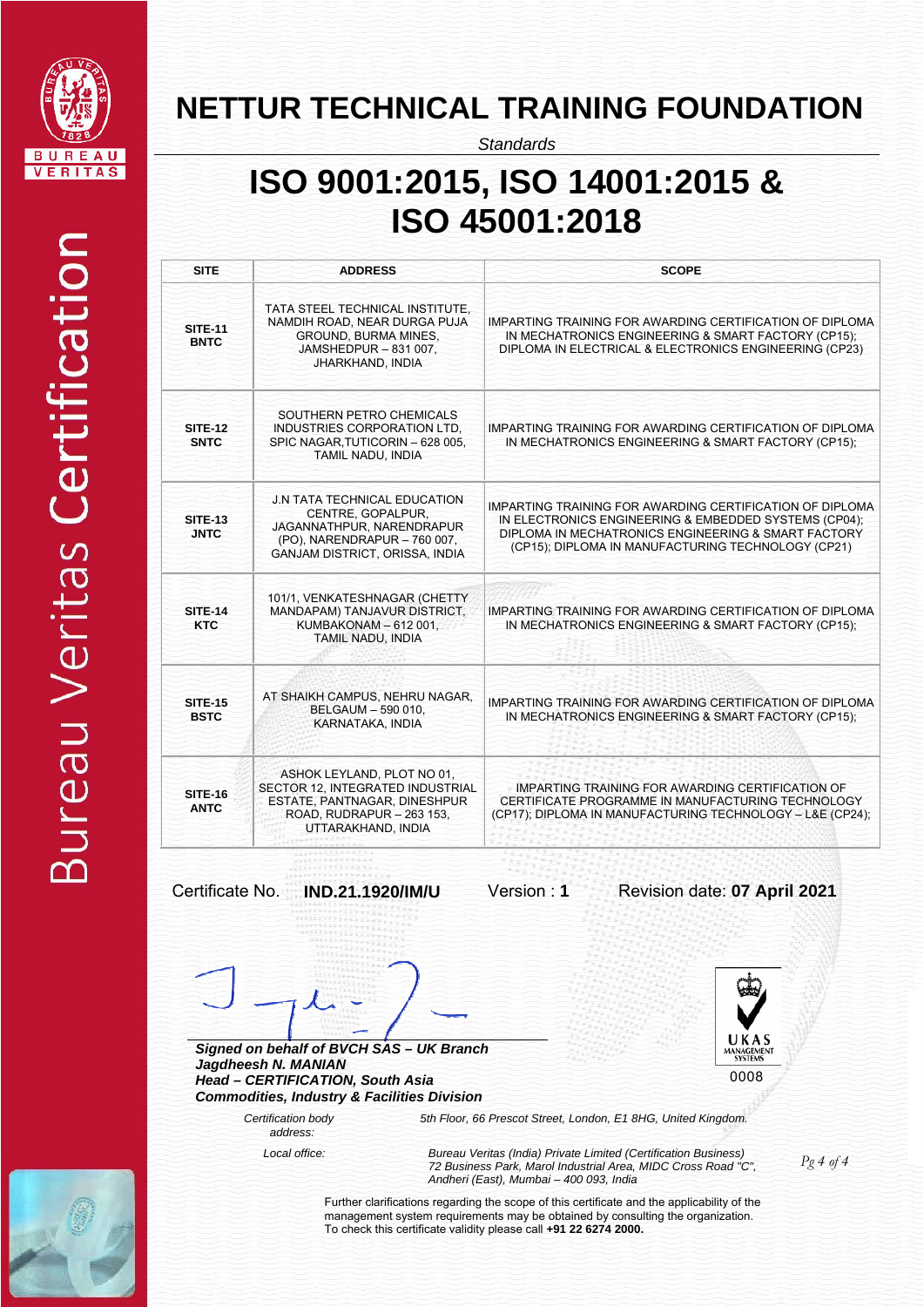# NETTUR TECHNICAL TRAINING FOUNDATION

*Standards*

# ISO 9001:2015, ISO 14001:2015 & ISO 45001:2018

| SITE | ADDRESS | SCOPE |
|---|---|---|
| **SITE-11 BNTC** | TATA STEEL TECHNICAL INSTITUTE, NAMDIH ROAD, NEAR DURGA PUJA GROUND, BURMA MINES, JAMSHEDPUR – 831 007, JHARKHAND, INDIA | IMPARTING TRAINING FOR AWARDING CERTIFICATION OF DIPLOMA IN MECHATRONICS ENGINEERING & SMART FACTORY (CP15); DIPLOMA IN ELECTRICAL & ELECTRONICS ENGINEERING (CP23) |
| **SITE-12 SNTC** | SOUTHERN PETRO CHEMICALS INDUSTRIES CORPORATION LTD, SPIC NAGAR,TUTICORIN – 628 005, TAMIL NADU, INDIA | IMPARTING TRAINING FOR AWARDING CERTIFICATION OF DIPLOMA IN MECHATRONICS ENGINEERING & SMART FACTORY (CP15); |
| **SITE-13 JNTC** | J.N TATA TECHNICAL EDUCATION CENTRE, GOPALPUR, JAGANNATHPUR, NARENDRAPUR (PO), NARENDRAPUR – 760 007, GANJAM DISTRICT, ORISSA, INDIA | IMPARTING TRAINING FOR AWARDING CERTIFICATION OF DIPLOMA IN ELECTRONICS ENGINEERING & EMBEDDED SYSTEMS (CP04); DIPLOMA IN MECHATRONICS ENGINEERING & SMART FACTORY (CP15); DIPLOMA IN MANUFACTURING TECHNOLOGY (CP21) |
| **SITE-14 KTC** | 101/1, VENKATESHNAGAR (CHETTY MANDAPAM) TANJAVUR DISTRICT, KUMBAKONAM – 612 001, TAMIL NADU, INDIA | IMPARTING TRAINING FOR AWARDING CERTIFICATION OF DIPLOMA IN MECHATRONICS ENGINEERING & SMART FACTORY (CP15); |
| **SITE-15 BSTC** | AT SHAIKH CAMPUS, NEHRU NAGAR, BELGAUM – 590 010, KARNATAKA, INDIA | IMPARTING TRAINING FOR AWARDING CERTIFICATION OF DIPLOMA IN MECHATRONICS ENGINEERING & SMART FACTORY (CP15); |
| **SITE-16 ANTC** | ASHOK LEYLAND, PLOT NO 01, SECTOR 12, INTEGRATED INDUSTRIAL ESTATE, PANTNAGAR, DINESHPUR ROAD, RUDRAPUR – 263 153, UTTARAKHAND, INDIA | IMPARTING TRAINING FOR AWARDING CERTIFICATION OF CERTIFICATE PROGRAMME IN MANUFACTURING TECHNOLOGY (CP17); DIPLOMA IN MANUFACTURING TECHNOLOGY – L&E (CP24); |

Certificate No. **IND.21.1920/IM/U** Version : **1** Revision date: **07 April 2021**

***Signed on behalf of BVCH SAS – UK Branch***
***Jagdheesh N. MANIAN***
***Head – CERTIFICATION, South Asia***
***Commodities, Industry & Facilities Division***

UKAS MANAGEMENT SYSTEMS
0008

*Certification body address:* *5th Floor, 66 Prescot Street, London, E1 8HG, United Kingdom.*

*Local office:* *Bureau Veritas (India) Private Limited (Certification Business) 72 Business Park, Marol Industrial Area, MIDC Cross Road "C", Andheri (East), Mumbai – 400 093, India*

Further clarifications regarding the scope of this certificate and the applicability of the management system requirements may be obtained by consulting the organization.
To check this certificate validity please call **+91 22 6274 2000.**